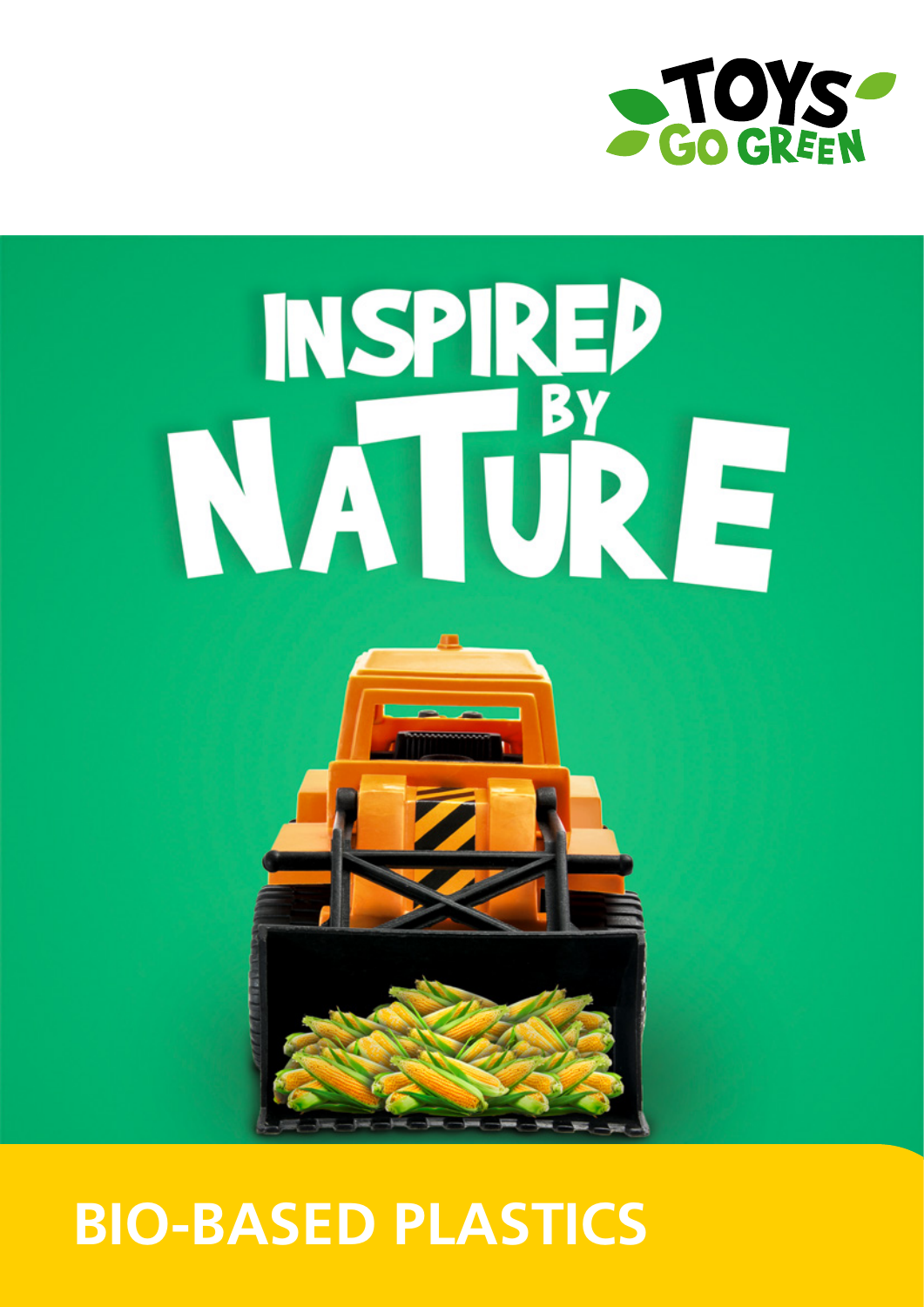TOYS GO GREEN

# INSPIRED BY NATURE

## BIO-BASED PLASTICS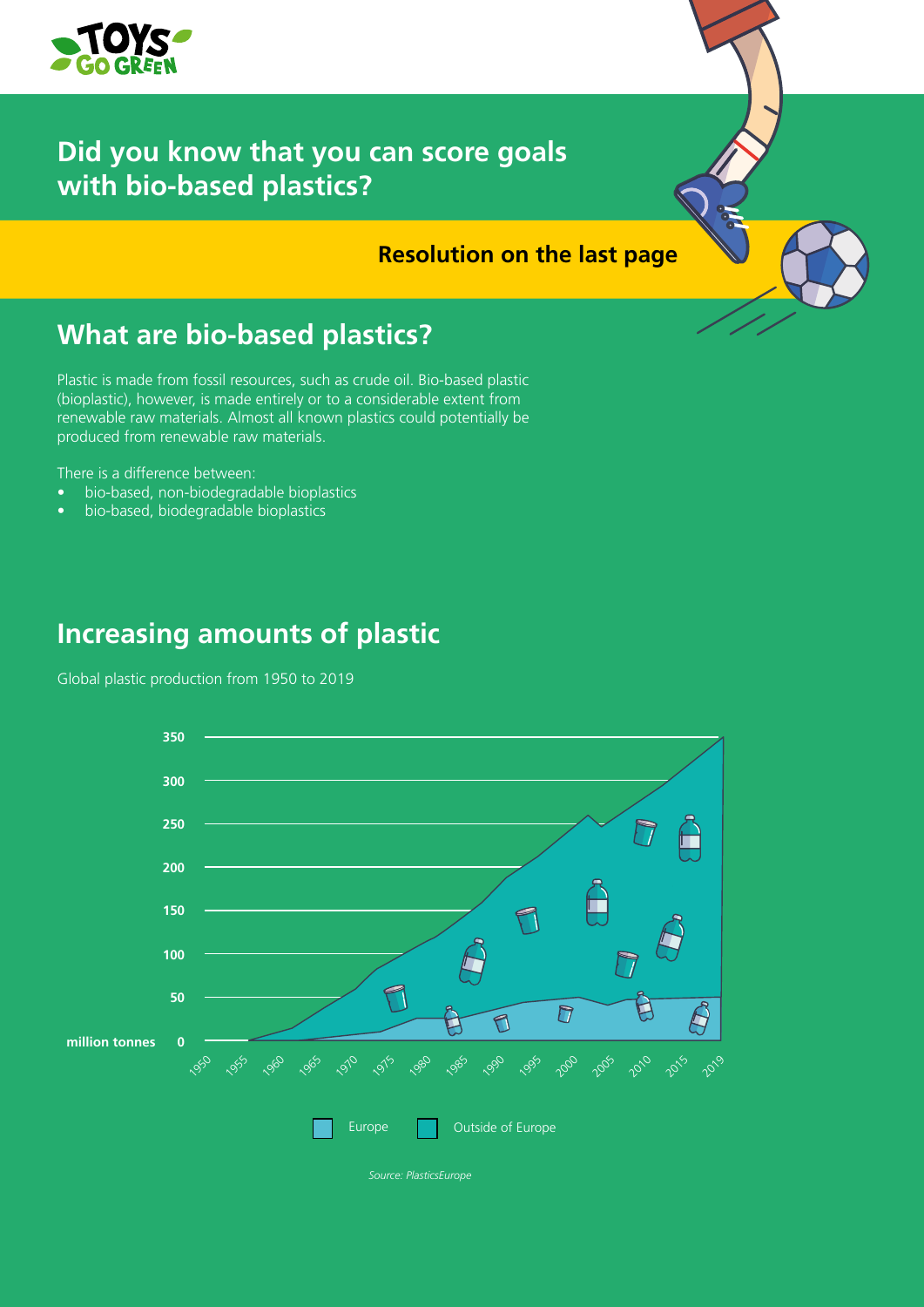# Did you know that you can score goals with bio-based plastics?

**Resolution on the last page**

## What are bio-based plastics?

Plastic is made from fossil resources, such as crude oil. Bio-based plastic (bioplastic), however, is made entirely or to a considerable extent from renewable raw materials. Almost all known plastics could potentially be produced from renewable raw materials.

There is a difference between:

- bio-based, non-biodegradable bioplastics
- bio-based, biodegradable bioplastics

## Increasing amounts of plastic

Global plastic production from 1950 to 2019

million tonnes: 0, 50, 100, 150, 200, 250, 300, 350

1950, 1955, 1960, 1965, 1970, 1975, 1980, 1985, 1990, 1995, 2000, 2005, 2010, 2015, 2019

Europe | Outside of Europe

*Source: PlasticsEurope*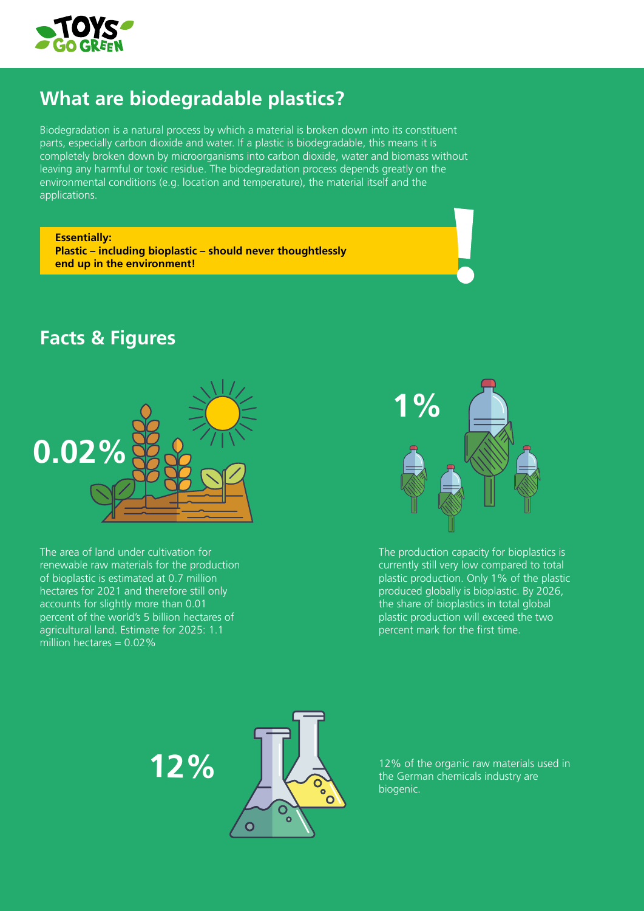# What are biodegradable plastics?

Biodegradation is a natural process by which a material is broken down into its constituent parts, especially carbon dioxide and water. If a plastic is biodegradable, this means it is completely broken down by microorganisms into carbon dioxide, water and biomass without leaving any harmful or toxic residue. The biodegradation process depends greatly on the environmental conditions (e.g. location and temperature), the material itself and the applications.

**Essentially:**
**Plastic – including bioplastic – should never thoughtlessly end up in the environment!**

## Facts & Figures

**0.02%**

The area of land under cultivation for renewable raw materials for the production of bioplastic is estimated at 0.7 million hectares for 2021 and therefore still only accounts for slightly more than 0.01 percent of the world's 5 billion hectares of agricultural land. Estimate for 2025: 1.1 million hectares = 0.02%

**1%**

The production capacity for bioplastics is currently still very low compared to total plastic production. Only 1% of the plastic produced globally is bioplastic. By 2026, the share of bioplastics in total global plastic production will exceed the two percent mark for the first time.

**12%**

12% of the organic raw materials used in the German chemicals industry are biogenic.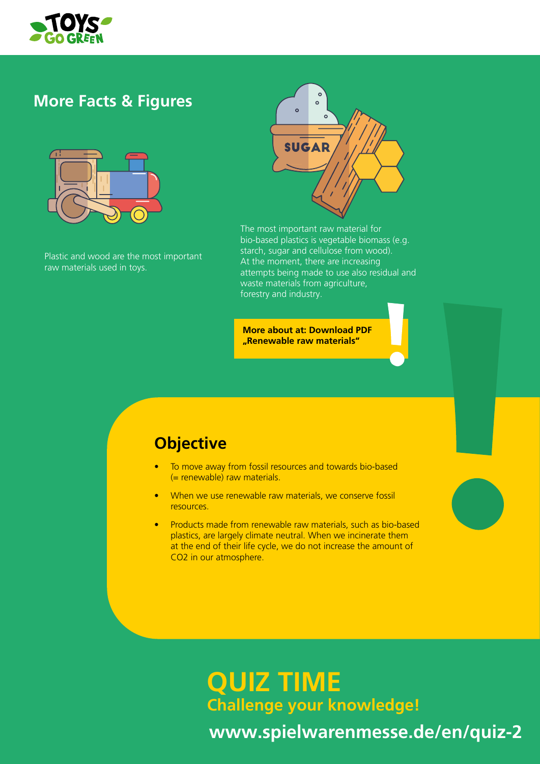## More Facts & Figures

Plastic and wood are the most important raw materials used in toys.

The most important raw material for bio-based plastics is vegetable biomass (e.g. starch, sugar and cellulose from wood). At the moment, there are increasing attempts being made to use also residual and waste materials from agriculture, forestry and industry.

**More about at: Download PDF „Renewable raw materials“**

## Objective

- To move away from fossil resources and towards bio-based (= renewable) raw materials.
- When we use renewable raw materials, we conserve fossil resources.
- Products made from renewable raw materials, such as bio-based plastics, are largely climate neutral. When we incinerate them at the end of their life cycle, we do not increase the amount of $CO_2$ in our atmosphere.

# QUIZ TIME

**Challenge your knowledge!**

**www.spielwarenmesse.de/en/quiz-2**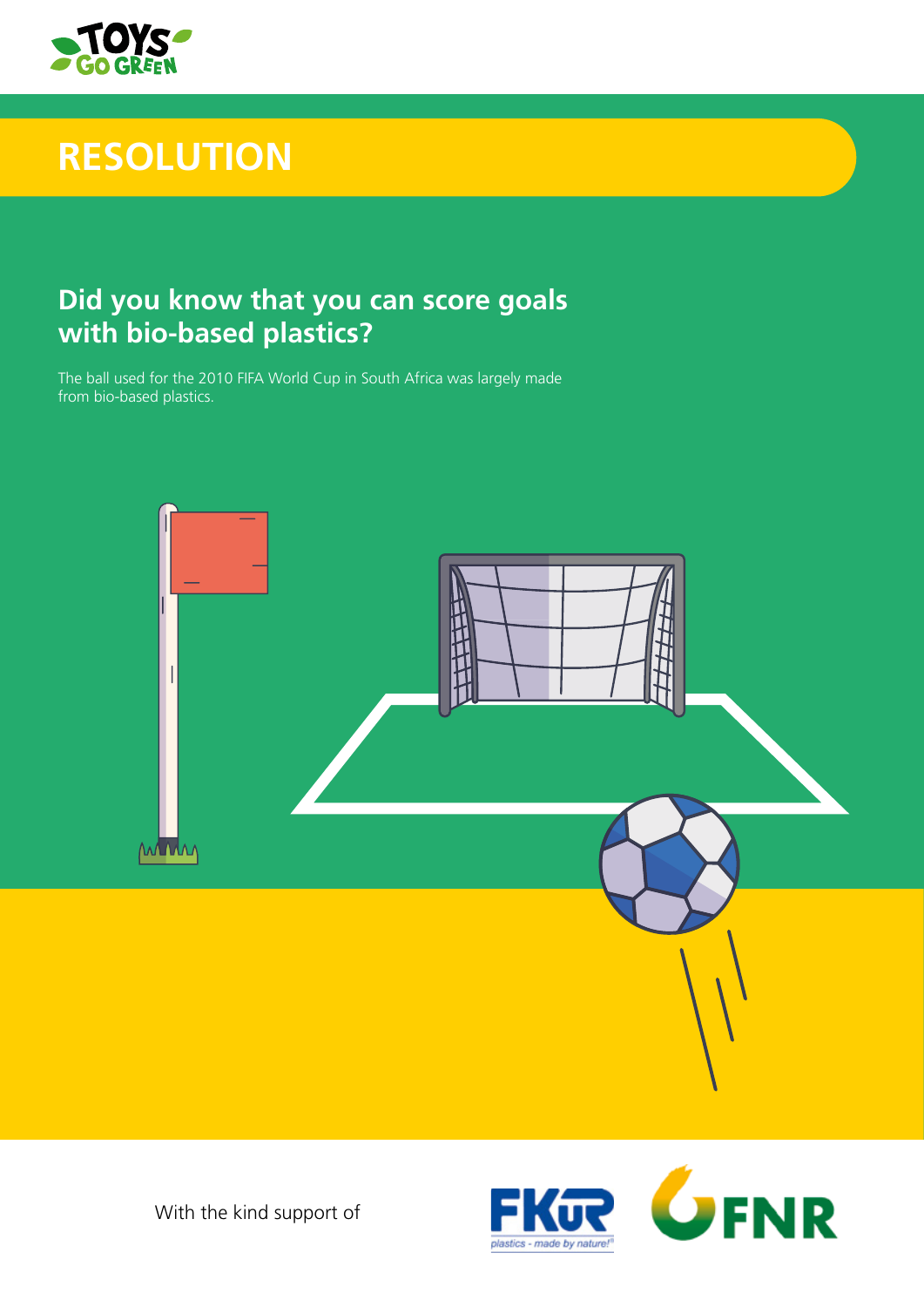# RESOLUTION

## Did you know that you can score goals with bio-based plastics?

The ball used for the 2010 FIFA World Cup in South Africa was largely made from bio-based plastics.

With the kind support of